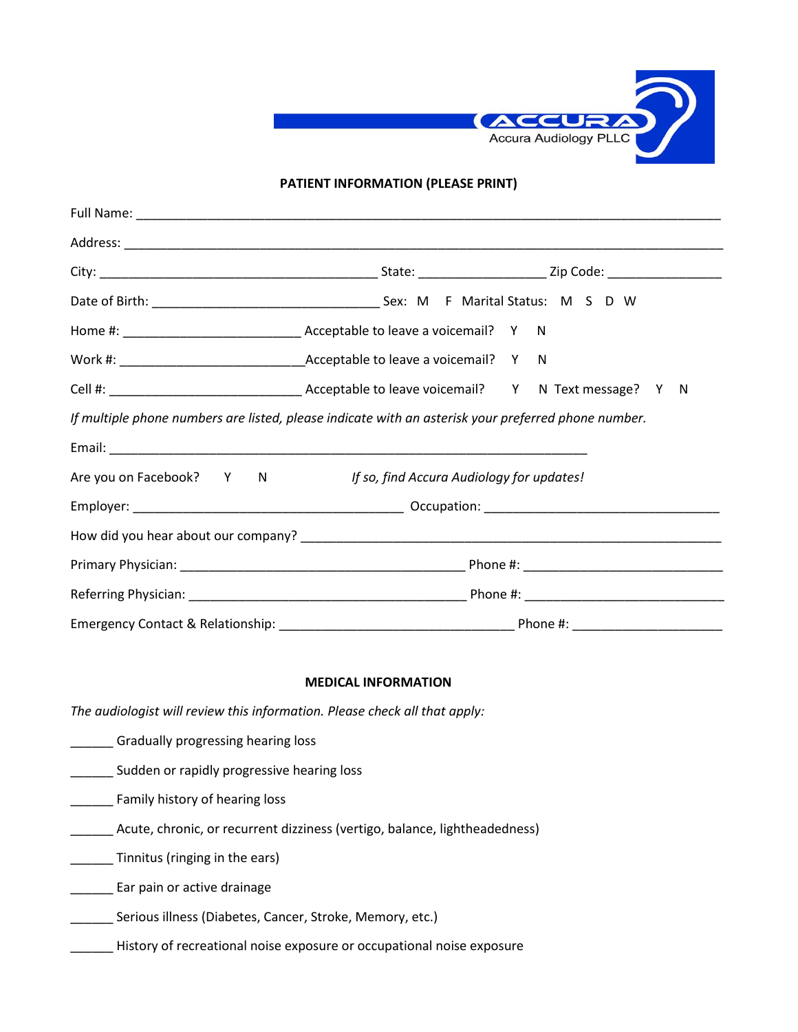ACCURA
Accura Audiology PLLC

## PATIENT INFORMATION (PLEASE PRINT)

Full Name: ______________________________________________________________________________

Address: ________________________________________________________________________________

City: ____________________________________ State: _________________ Zip Code: ________________

Date of Birth: ______________________________ Sex: M F Marital Status: M S D W

Home #: ________________________ Acceptable to leave a voicemail? Y N

Work #: _________________________ Acceptable to leave a voicemail? Y N

Cell #: _________________________ Acceptable to leave voicemail? Y N Text message? Y N

*If multiple phone numbers are listed, please indicate with an asterisk your preferred phone number.*

Email: _________________________________________________________________

Are you on Facebook? Y N *If so, find Accura Audiology for updates!*

Employer: ____________________________________ Occupation: ________________________________

How did you hear about our company? _______________________________________________________

Primary Physician: ______________________________________ Phone #: ___________________________

Referring Physician: _____________________________________ Phone #: ___________________________

Emergency Contact & Relationship: ________________________________ Phone #: ____________________

## MEDICAL INFORMATION

*The audiologist will review this information. Please check all that apply:*

______ Gradually progressing hearing loss

______ Sudden or rapidly progressive hearing loss

______ Family history of hearing loss

______ Acute, chronic, or recurrent dizziness (vertigo, balance, lightheadedness)

______ Tinnitus (ringing in the ears)

______ Ear pain or active drainage

______ Serious illness (Diabetes, Cancer, Stroke, Memory, etc.)

______ History of recreational noise exposure or occupational noise exposure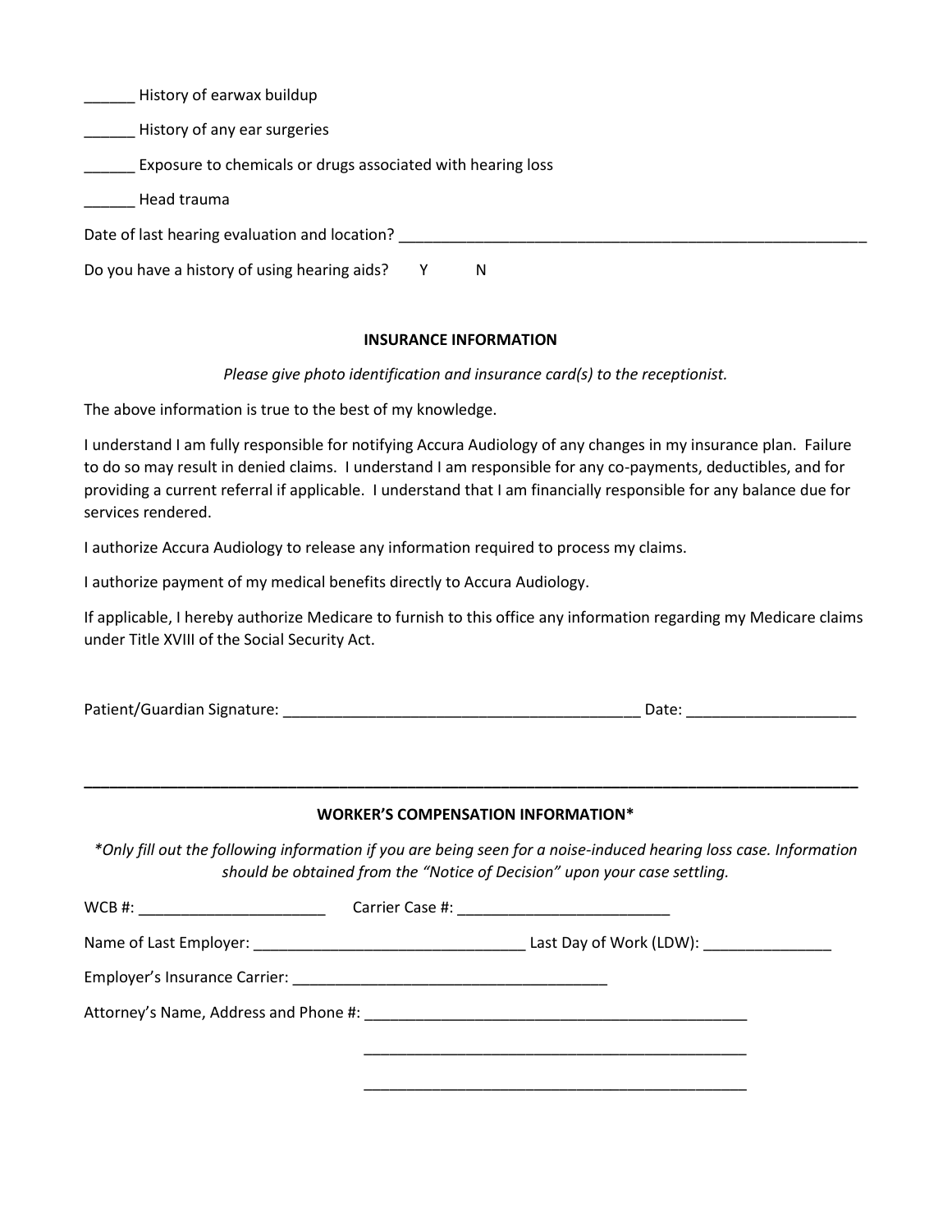______ History of earwax buildup

______ History of any ear surgeries

______ Exposure to chemicals or drugs associated with hearing loss

______ Head trauma

Date of last hearing evaluation and location? ________________________________________________________

Do you have a history of using hearing aids? Y N

**INSURANCE INFORMATION**

*Please give photo identification and insurance card(s) to the receptionist.*

The above information is true to the best of my knowledge.

I understand I am fully responsible for notifying Accura Audiology of any changes in my insurance plan. Failure to do so may result in denied claims. I understand I am responsible for any co-payments, deductibles, and for providing a current referral if applicable. I understand that I am financially responsible for any balance due for services rendered.

I authorize Accura Audiology to release any information required to process my claims.

I authorize payment of my medical benefits directly to Accura Audiology.

If applicable, I hereby authorize Medicare to furnish to this office any information regarding my Medicare claims under Title XVIII of the Social Security Act.

Patient/Guardian Signature: ___________________________________________ Date: ____________________

---

**WORKER'S COMPENSATION INFORMATION***

*\*Only fill out the following information if you are being seen for a noise-induced hearing loss case. Information should be obtained from the "Notice of Decision" upon your case settling.*

WCB #: ______________________ Carrier Case #: _________________________

Name of Last Employer: ________________________________ Last Day of Work (LDW): _______________

Employer's Insurance Carrier: _____________________________________

Attorney's Name, Address and Phone #: ______________________________________________

______________________________________________

______________________________________________